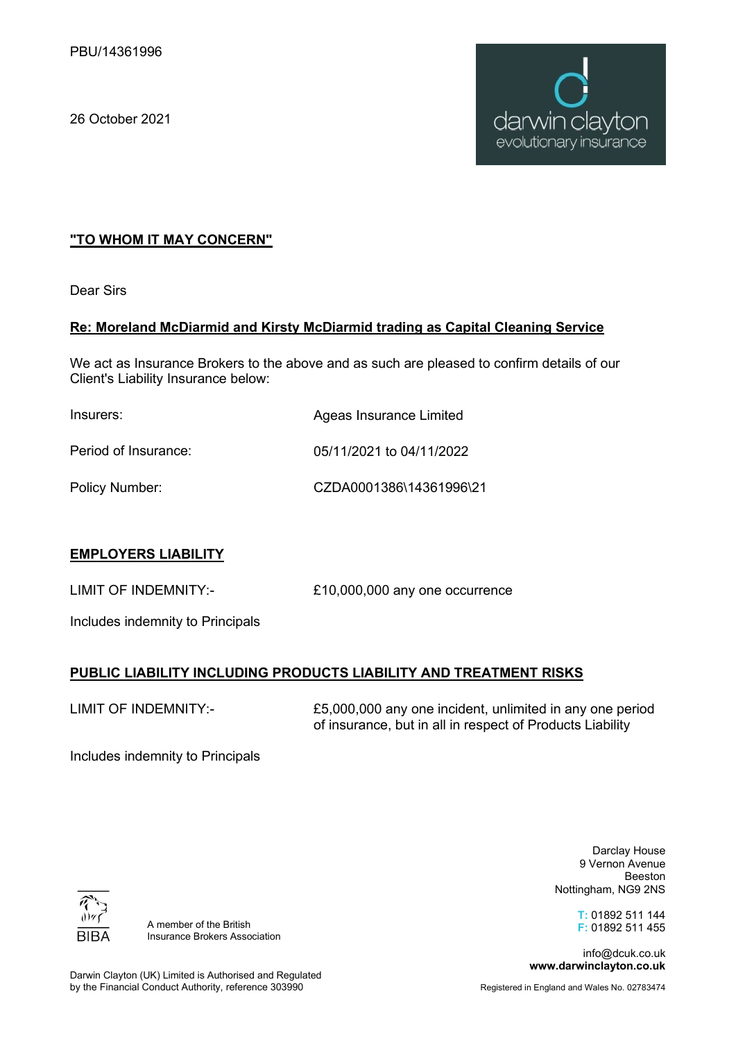PBU/14361996

26 October 2021

darwin clayton
evolutionary insurance

**"TO WHOM IT MAY CONCERN"**

Dear Sirs

**Re: Moreland McDiarmid and Kirsty McDiarmid trading as Capital Cleaning Service**

We act as Insurance Brokers to the above and as such are pleased to confirm details of our Client's Liability Insurance below:

| | |
|---|---|
| Insurers: | Ageas Insurance Limited |
| Period of Insurance: | 05/11/2021 to 04/11/2022 |
| Policy Number: | CZDA0001386\14361996\21 |

## EMPLOYERS LIABILITY

| | |
|---|---|
| LIMIT OF INDEMNITY:- | £10,000,000 any one occurrence |

Includes indemnity to Principals

## PUBLIC LIABILITY INCLUDING PRODUCTS LIABILITY AND TREATMENT RISKS

| | |
|---|---|
| LIMIT OF INDEMNITY:- | £5,000,000 any one incident, unlimited in any one period of insurance, but in all in respect of Products Liability |

Includes indemnity to Principals

BIBA

A member of the British Insurance Brokers Association

Darwin Clayton (UK) Limited is Authorised and Regulated by the Financial Conduct Authority, reference 303990

Darclay House
9 Vernon Avenue
Beeston
Nottingham, NG9 2NS

T: 01892 511 144
F: 01892 511 455

info@dcuk.co.uk
**www.darwinclayton.co.uk**

Registered in England and Wales No. 02783474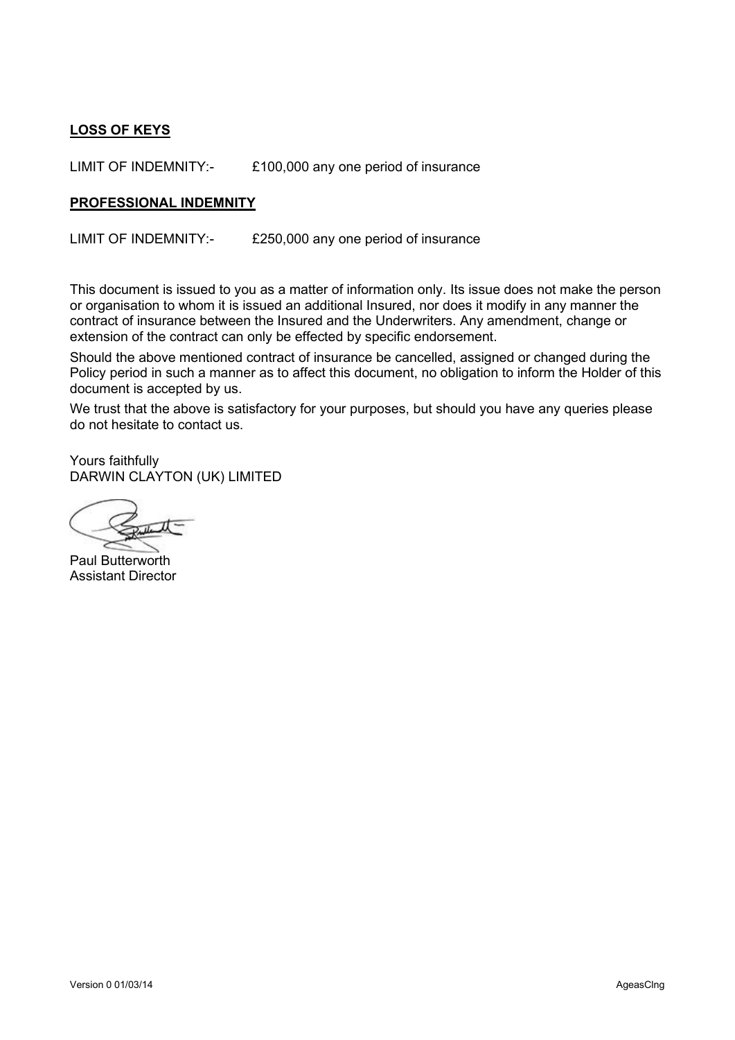**LOSS OF KEYS**

LIMIT OF INDEMNITY:- £100,000 any one period of insurance

**PROFESSIONAL INDEMNITY**

LIMIT OF INDEMNITY:- £250,000 any one period of insurance

This document is issued to you as a matter of information only. Its issue does not make the person or organisation to whom it is issued an additional Insured, nor does it modify in any manner the contract of insurance between the Insured and the Underwriters. Any amendment, change or extension of the contract can only be effected by specific endorsement.

Should the above mentioned contract of insurance be cancelled, assigned or changed during the Policy period in such a manner as to affect this document, no obligation to inform the Holder of this document is accepted by us.

We trust that the above is satisfactory for your purposes, but should you have any queries please do not hesitate to contact us.

Yours faithfully
DARWIN CLAYTON (UK) LIMITED

Paul Butterworth
Assistant Director